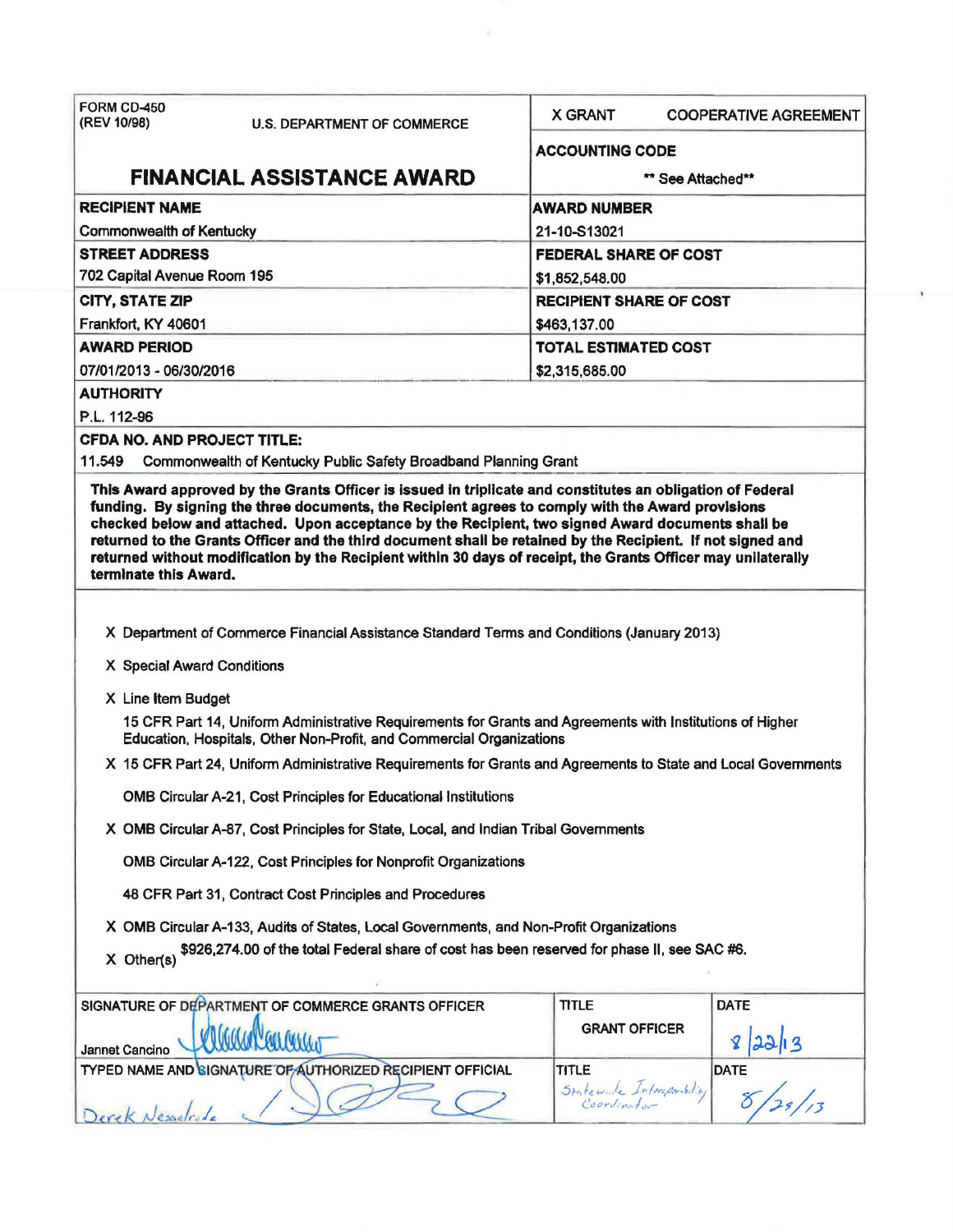| FORM CD-450 (REV 10/98) U.S. DEPARTMENT OF COMMERCE | X GRANT COOPERATIVE AGREEMENT |
|---|---|
| **FINANCIAL ASSISTANCE AWARD** | **ACCOUNTING CODE** ** See Attached** |
| **RECIPIENT NAME** Commonwealth of Kentucky | **AWARD NUMBER** 21-10-S13021 |
| **STREET ADDRESS** 702 Capital Avenue Room 195 | **FEDERAL SHARE OF COST** $1,852,548.00 |
| **CITY, STATE ZIP** Frankfort, KY 40601 | **RECIPIENT SHARE OF COST** $463,137.00 |
| **AWARD PERIOD** 07/01/2013 - 06/30/2016 | **TOTAL ESTIMATED COST** $2,315,685.00 |

**AUTHORITY**

P.L. 112-96

**CFDA NO. AND PROJECT TITLE:**

11.549 Commonwealth of Kentucky Public Safety Broadband Planning Grant

**This Award approved by the Grants Officer is issued in triplicate and constitutes an obligation of Federal funding. By signing the three documents, the Recipient agrees to comply with the Award provisions checked below and attached. Upon acceptance by the Recipient, two signed Award documents shall be returned to the Grants Officer and the third document shall be retained by the Recipient. If not signed and returned without modification by the Recipient within 30 days of receipt, the Grants Officer may unilaterally terminate this Award.**

X Department of Commerce Financial Assistance Standard Terms and Conditions (January 2013)

X Special Award Conditions

X Line Item Budget

15 CFR Part 14, Uniform Administrative Requirements for Grants and Agreements with Institutions of Higher Education, Hospitals, Other Non-Profit, and Commercial Organizations

X 15 CFR Part 24, Uniform Administrative Requirements for Grants and Agreements to State and Local Governments

OMB Circular A-21, Cost Principles for Educational Institutions

X OMB Circular A-87, Cost Principles for State, Local, and Indian Tribal Governments

OMB Circular A-122, Cost Principles for Nonprofit Organizations

48 CFR Part 31, Contract Cost Principles and Procedures

X OMB Circular A-133, Audits of States, Local Governments, and Non-Profit Organizations

X Other(s) $926,274.00 of the total Federal share of cost has been reserved for phase II, see SAC #6.

| SIGNATURE OF DEPARTMENT OF COMMERCE GRANTS OFFICER | TITLE | DATE |
|---|---|---|
| Jannet Cancino | GRANT OFFICER | 8/22/13 |
| **TYPED NAME AND SIGNATURE OF AUTHORIZED RECIPIENT OFFICIAL** | **TITLE** | **DATE** |
| Derek Nesselrode | Statewide Interoperability Coordinator | 8/29/13 |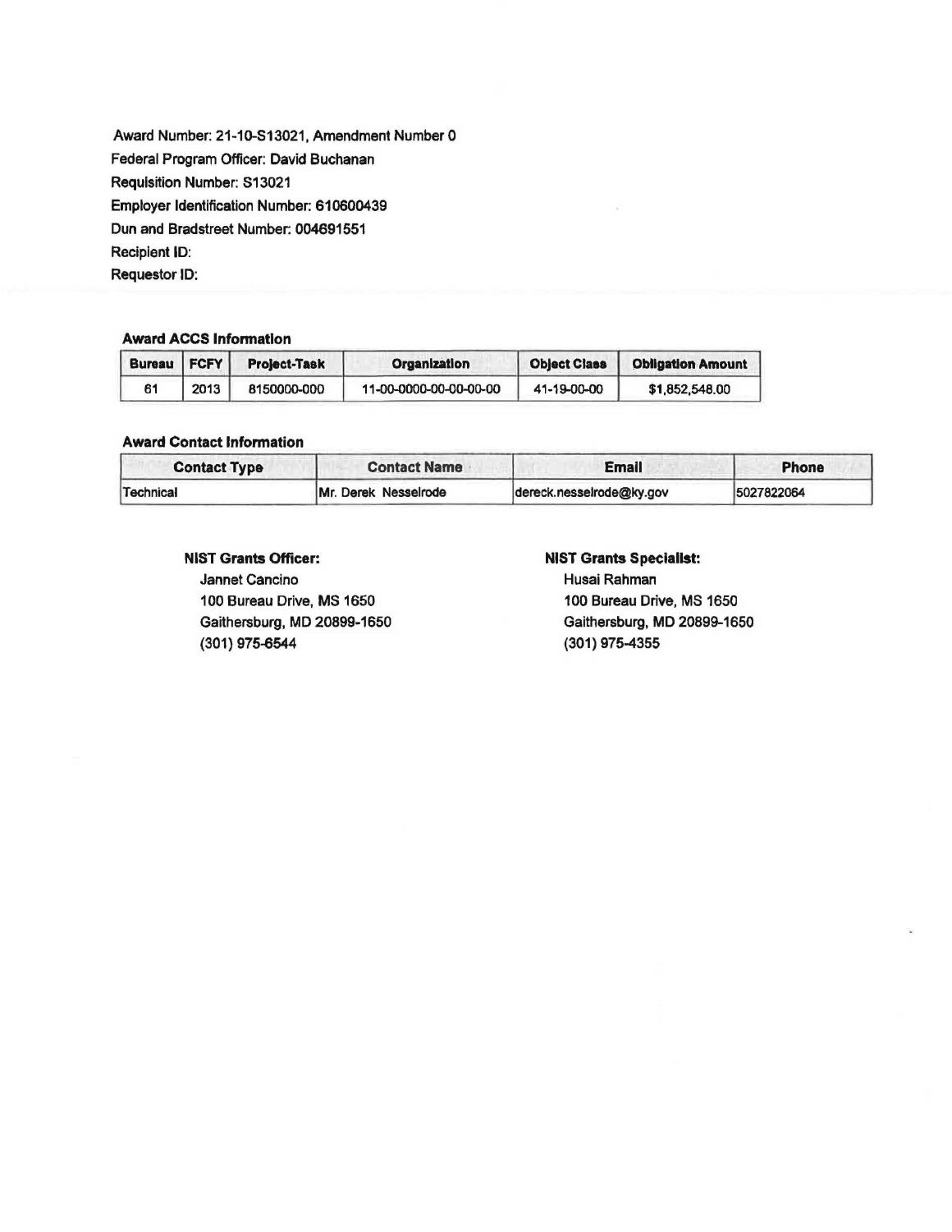Award Number: 21-10-S13021, Amendment Number 0
Federal Program Officer: David Buchanan
Requisition Number: S13021
Employer Identification Number: 610600439
Dun and Bradstreet Number: 004691551
Recipient ID:
Requestor ID:

### Award ACCS Information

| Bureau | FCFY | Project-Task | Organization | Object Class | Obligation Amount |
|---|---|---|---|---|---|
| 61 | 2013 | 8150000-000 | 11-00-0000-00-00-00-00 | 41-19-00-00 | $1,852,548.00 |

### Award Contact Information

| Contact Type | Contact Name | Email | Phone |
|---|---|---|---|
| Technical | Mr. Derek Nesselrode | dereck.nesselrode@ky.gov | 5027822064 |

**NIST Grants Officer:**
Jannet Cancino
100 Bureau Drive, MS 1650
Gaithersburg, MD 20899-1650
(301) 975-6544

**NIST Grants Specialist:**
Husai Rahman
100 Bureau Drive, MS 1650
Gaithersburg, MD 20899-1650
(301) 975-4355